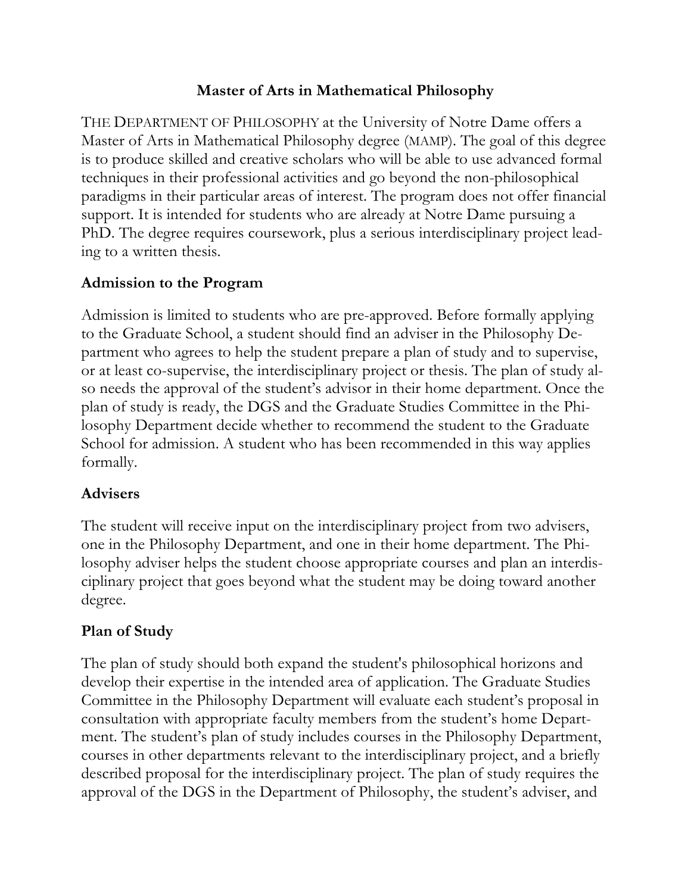# Master of Arts in Mathematical Philosophy

THE DEPARTMENT OF PHILOSOPHY at the University of Notre Dame offers a Master of Arts in Mathematical Philosophy degree (MAMP). The goal of this degree is to produce skilled and creative scholars who will be able to use advanced formal techniques in their professional activities and go beyond the non-philosophical paradigms in their particular areas of interest. The program does not offer financial support. It is intended for students who are already at Notre Dame pursuing a PhD. The degree requires coursework, plus a serious interdisciplinary project leading to a written thesis.

## Admission to the Program

Admission is limited to students who are pre-approved. Before formally applying to the Graduate School, a student should find an adviser in the Philosophy Department who agrees to help the student prepare a plan of study and to supervise, or at least co-supervise, the interdisciplinary project or thesis. The plan of study also needs the approval of the student's advisor in their home department. Once the plan of study is ready, the DGS and the Graduate Studies Committee in the Philosophy Department decide whether to recommend the student to the Graduate School for admission. A student who has been recommended in this way applies formally.

## Advisers

The student will receive input on the interdisciplinary project from two advisers, one in the Philosophy Department, and one in their home department. The Philosophy adviser helps the student choose appropriate courses and plan an interdisciplinary project that goes beyond what the student may be doing toward another degree.

## Plan of Study

The plan of study should both expand the student's philosophical horizons and develop their expertise in the intended area of application. The Graduate Studies Committee in the Philosophy Department will evaluate each student's proposal in consultation with appropriate faculty members from the student's home Department. The student's plan of study includes courses in the Philosophy Department, courses in other departments relevant to the interdisciplinary project, and a briefly described proposal for the interdisciplinary project. The plan of study requires the approval of the DGS in the Department of Philosophy, the student's adviser, and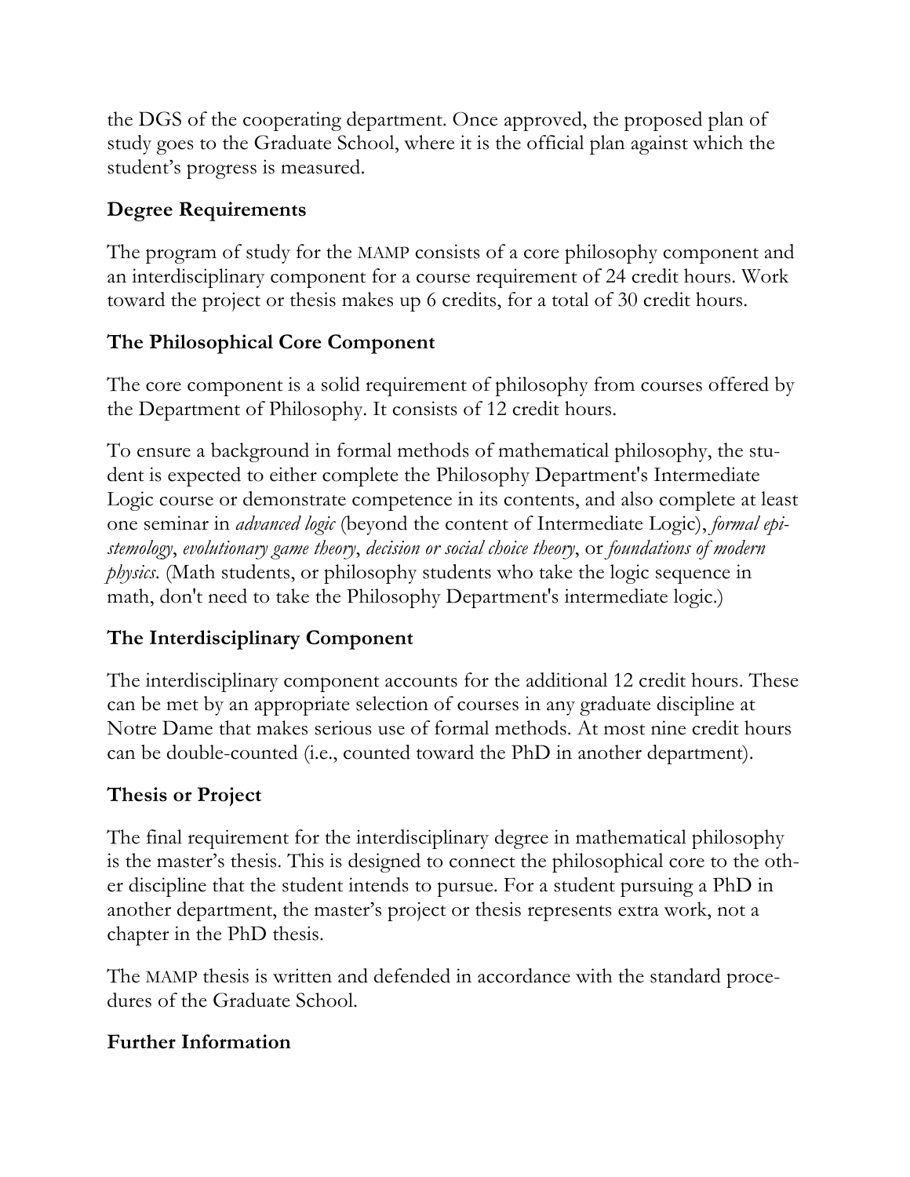the DGS of the cooperating department. Once approved, the proposed plan of study goes to the Graduate School, where it is the official plan against which the student's progress is measured.

## Degree Requirements

The program of study for the MAMP consists of a core philosophy component and an interdisciplinary component for a course requirement of 24 credit hours. Work toward the project or thesis makes up 6 credits, for a total of 30 credit hours.

## The Philosophical Core Component

The core component is a solid requirement of philosophy from courses offered by the Department of Philosophy. It consists of 12 credit hours.

To ensure a background in formal methods of mathematical philosophy, the student is expected to either complete the Philosophy Department's Intermediate Logic course or demonstrate competence in its contents, and also complete at least one seminar in *advanced logic* (beyond the content of Intermediate Logic), *formal epistemology*, *evolutionary game theory*, *decision or social choice theory*, or *foundations of modern physics*. (Math students, or philosophy students who take the logic sequence in math, don't need to take the Philosophy Department's intermediate logic.)

## The Interdisciplinary Component

The interdisciplinary component accounts for the additional 12 credit hours. These can be met by an appropriate selection of courses in any graduate discipline at Notre Dame that makes serious use of formal methods. At most nine credit hours can be double-counted (i.e., counted toward the PhD in another department).

## Thesis or Project

The final requirement for the interdisciplinary degree in mathematical philosophy is the master's thesis. This is designed to connect the philosophical core to the other discipline that the student intends to pursue. For a student pursuing a PhD in another department, the master's project or thesis represents extra work, not a chapter in the PhD thesis.

The MAMP thesis is written and defended in accordance with the standard procedures of the Graduate School.

## Further Information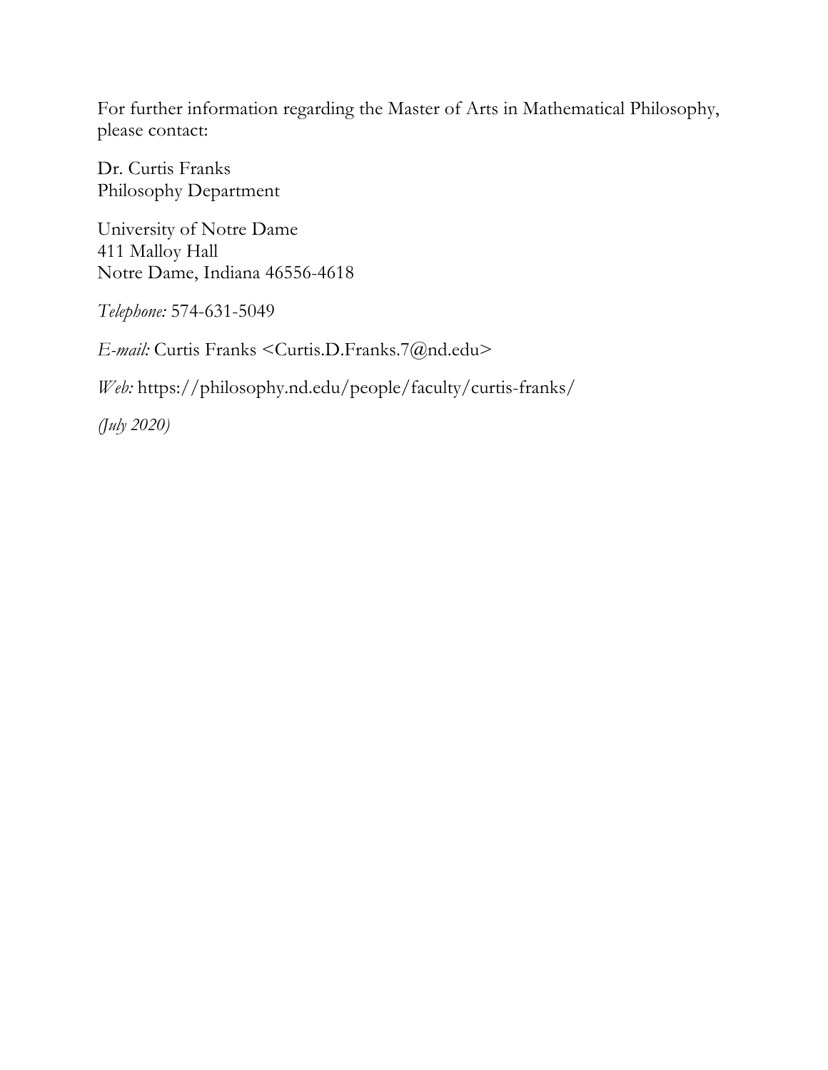For further information regarding the Master of Arts in Mathematical Philosophy, please contact:

Dr. Curtis Franks  
Philosophy Department

University of Notre Dame  
411 Malloy Hall  
Notre Dame, Indiana 46556-4618

*Telephone:* 574-631-5049

*E-mail:* Curtis Franks <Curtis.D.Franks.7@nd.edu>

*Web:* https://philosophy.nd.edu/people/faculty/curtis-franks/

*(July 2020)*